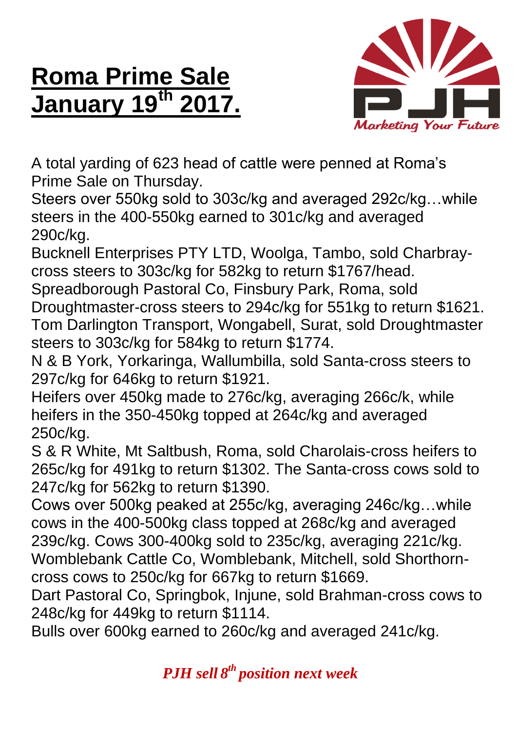# Roma Prime Sale January 19th 2017.

PJH
*Marketing Your Future*

A total yarding of 623 head of cattle were penned at Roma's Prime Sale on Thursday.

Steers over 550kg sold to 303c/kg and averaged 292c/kg…while steers in the 400-550kg earned to 301c/kg and averaged 290c/kg.

Bucknell Enterprises PTY LTD, Woolga, Tambo, sold Charbray-cross steers to 303c/kg for 582kg to return $1767/head.

Spreadborough Pastoral Co, Finsbury Park, Roma, sold Droughtmaster-cross steers to 294c/kg for 551kg to return $1621.

Tom Darlington Transport, Wongabell, Surat, sold Droughtmaster steers to 303c/kg for 584kg to return $1774.

N & B York, Yorkaringa, Wallumbilla, sold Santa-cross steers to 297c/kg for 646kg to return $1921.

Heifers over 450kg made to 276c/kg, averaging 266c/k, while heifers in the 350-450kg topped at 264c/kg and averaged 250c/kg.

S & R White, Mt Saltbush, Roma, sold Charolais-cross heifers to 265c/kg for 491kg to return $1302. The Santa-cross cows sold to 247c/kg for 562kg to return $1390.

Cows over 500kg peaked at 255c/kg, averaging 246c/kg…while cows in the 400-500kg class topped at 268c/kg and averaged 239c/kg. Cows 300-400kg sold to 235c/kg, averaging 221c/kg.

Womblebank Cattle Co, Womblebank, Mitchell, sold Shorthorn-cross cows to 250c/kg for 667kg to return $1669.

Dart Pastoral Co, Springbok, Injune, sold Brahman-cross cows to 248c/kg for 449kg to return $1114.

Bulls over 600kg earned to 260c/kg and averaged 241c/kg.

***PJH sell 8th position next week***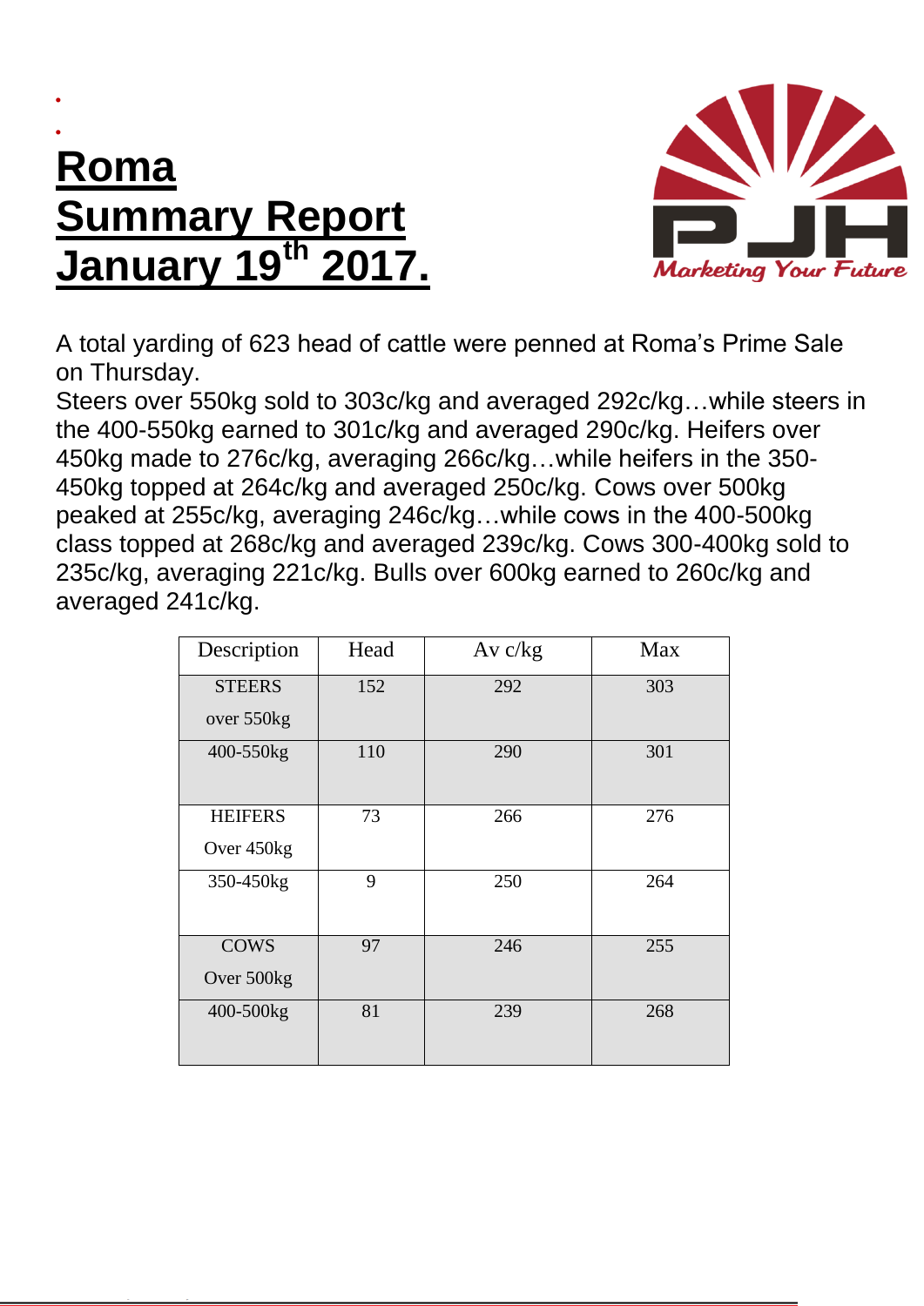# Roma Summary Report January 19th 2017.

PJH
Marketing Your Future

A total yarding of 623 head of cattle were penned at Roma's Prime Sale on Thursday.
Steers over 550kg sold to 303c/kg and averaged 292c/kg…while steers in the 400-550kg earned to 301c/kg and averaged 290c/kg. Heifers over 450kg made to 276c/kg, averaging 266c/kg…while heifers in the 350-450kg topped at 264c/kg and averaged 250c/kg. Cows over 500kg peaked at 255c/kg, averaging 246c/kg…while cows in the 400-500kg class topped at 268c/kg and averaged 239c/kg. Cows 300-400kg sold to 235c/kg, averaging 221c/kg. Bulls over 600kg earned to 260c/kg and averaged 241c/kg.

| Description | Head | Av c/kg | Max |
|---|---|---|---|
| STEERS over 550kg | 152 | 292 | 303 |
| 400-550kg | 110 | 290 | 301 |
| HEIFERS Over 450kg | 73 | 266 | 276 |
| 350-450kg | 9 | 250 | 264 |
| COWS Over 500kg | 97 | 246 | 255 |
| 400-500kg | 81 | 239 | 268 |